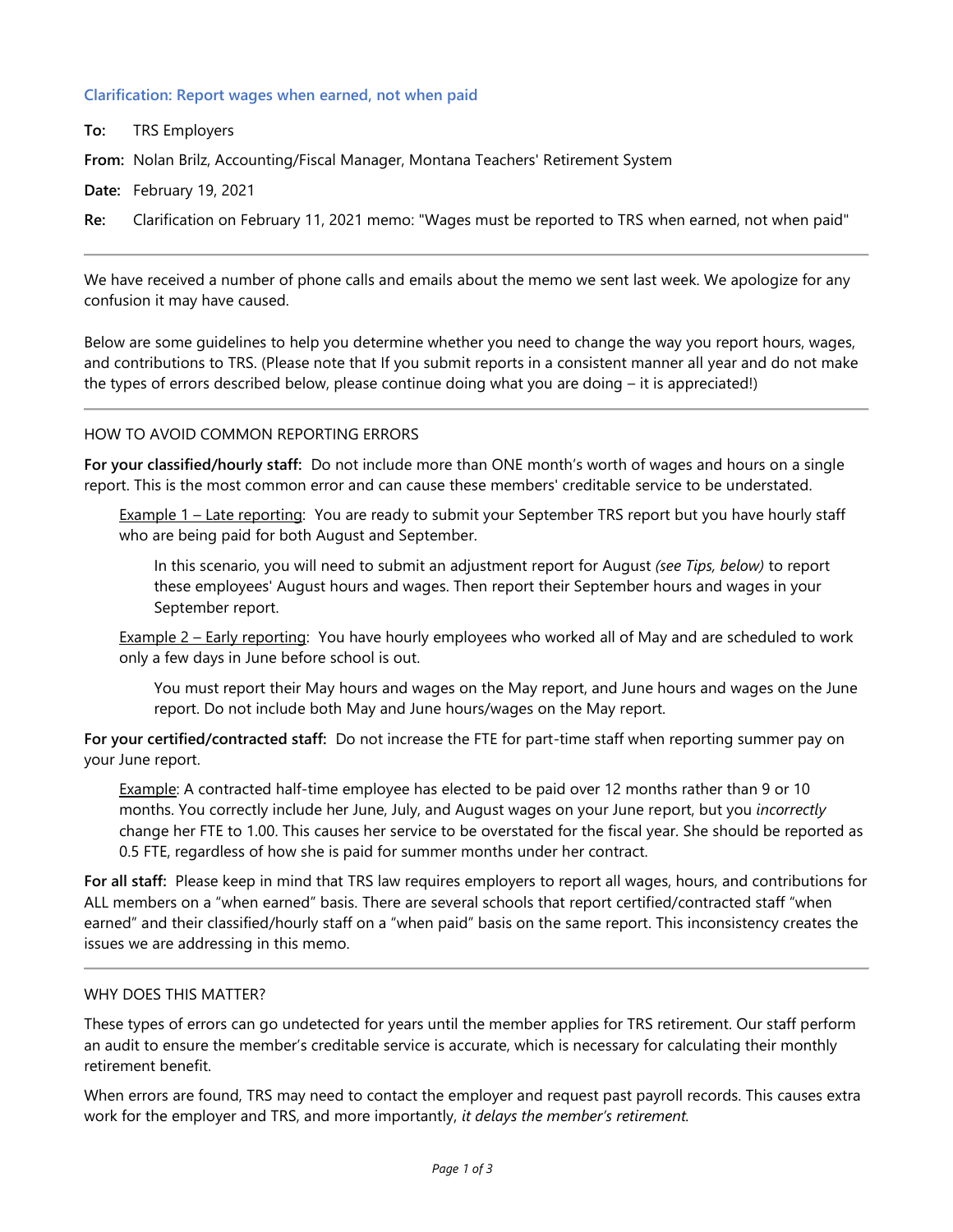## Clarification: Report wages when earned, not when paid

**To:** TRS Employers

**From:** Nolan Brilz, Accounting/Fiscal Manager, Montana Teachers' Retirement System

**Date:** February 19, 2021

**Re:** Clarification on February 11, 2021 memo: "Wages must be reported to TRS when earned, not when paid"

---

We have received a number of phone calls and emails about the memo we sent last week. We apologize for any confusion it may have caused.

Below are some guidelines to help you determine whether you need to change the way you report hours, wages, and contributions to TRS. (Please note that If you submit reports in a consistent manner all year and do not make the types of errors described below, please continue doing what you are doing – it is appreciated!)

---

HOW TO AVOID COMMON REPORTING ERRORS

**For your classified/hourly staff:** Do not include more than ONE month's worth of wages and hours on a single report. This is the most common error and can cause these members' creditable service to be understated.

> Example 1 – Late reporting: You are ready to submit your September TRS report but you have hourly staff who are being paid for both August and September.
>
> > In this scenario, you will need to submit an adjustment report for August *(see Tips, below)* to report these employees' August hours and wages. Then report their September hours and wages in your September report.
>
> Example 2 – Early reporting: You have hourly employees who worked all of May and are scheduled to work only a few days in June before school is out.
>
> > You must report their May hours and wages on the May report, and June hours and wages on the June report. Do not include both May and June hours/wages on the May report.

**For your certified/contracted staff:** Do not increase the FTE for part-time staff when reporting summer pay on your June report.

> Example: A contracted half-time employee has elected to be paid over 12 months rather than 9 or 10 months. You correctly include her June, July, and August wages on your June report, but you *incorrectly* change her FTE to 1.00. This causes her service to be overstated for the fiscal year. She should be reported as 0.5 FTE, regardless of how she is paid for summer months under her contract.

**For all staff:** Please keep in mind that TRS law requires employers to report all wages, hours, and contributions for ALL members on a "when earned" basis. There are several schools that report certified/contracted staff "when earned" and their classified/hourly staff on a "when paid" basis on the same report. This inconsistency creates the issues we are addressing in this memo.

---

WHY DOES THIS MATTER?

These types of errors can go undetected for years until the member applies for TRS retirement. Our staff perform an audit to ensure the member's creditable service is accurate, which is necessary for calculating their monthly retirement benefit.

When errors are found, TRS may need to contact the employer and request past payroll records. This causes extra work for the employer and TRS, and more importantly, *it delays the member's retirement.*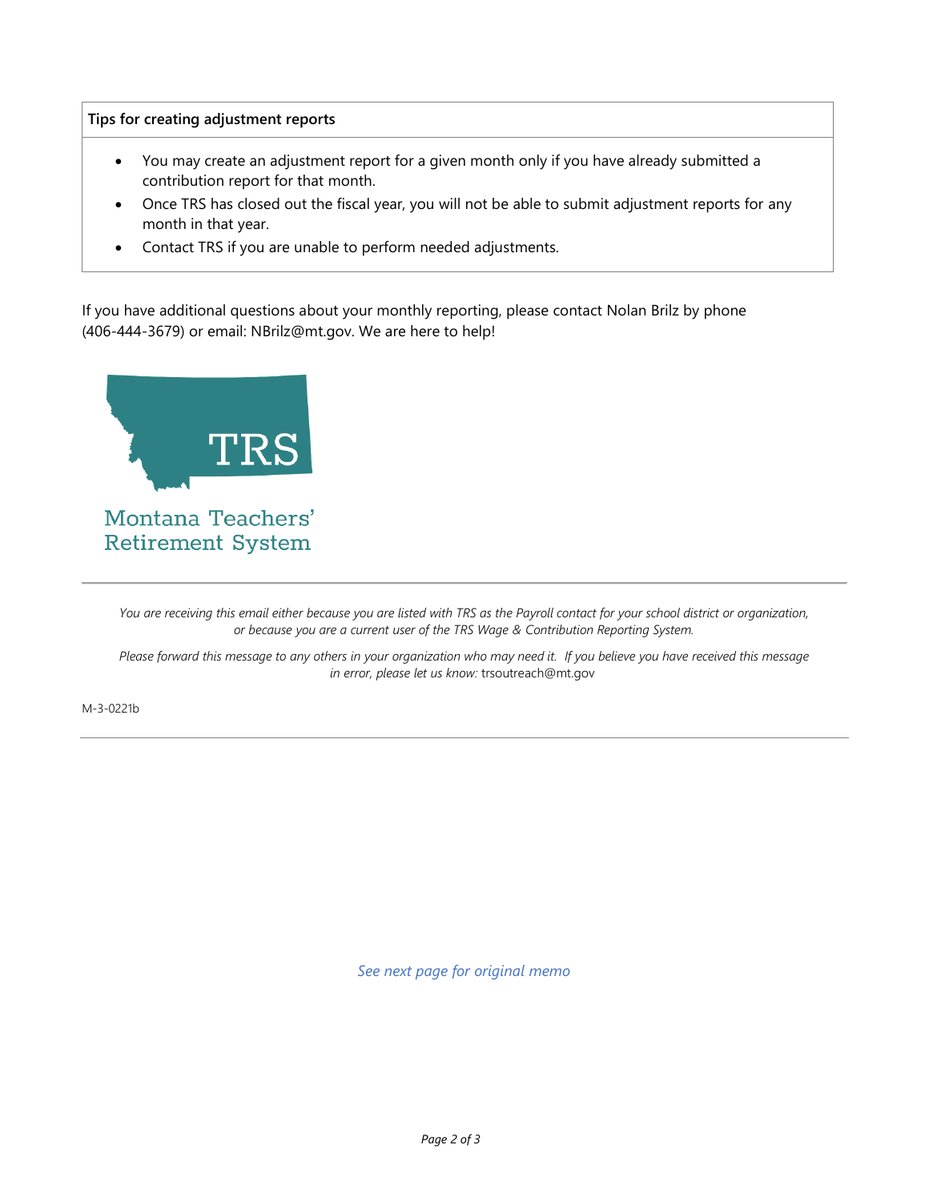**Tips for creating adjustment reports**

- You may create an adjustment report for a given month only if you have already submitted a contribution report for that month.
- Once TRS has closed out the fiscal year, you will not be able to submit adjustment reports for any month in that year.
- Contact TRS if you are unable to perform needed adjustments.

If you have additional questions about your monthly reporting, please contact Nolan Brilz by phone (406-444-3679) or email: NBrilz@mt.gov. We are here to help!

TRS

Montana Teachers' Retirement System

---

*You are receiving this email either because you are listed with TRS as the Payroll contact for your school district or organization, or because you are a current user of the TRS Wage & Contribution Reporting System.*

*Please forward this message to any others in your organization who may need it. If you believe you have received this message in error, please let us know:* trsoutreach@mt.gov

M-3-0221b

---

*See next page for original memo*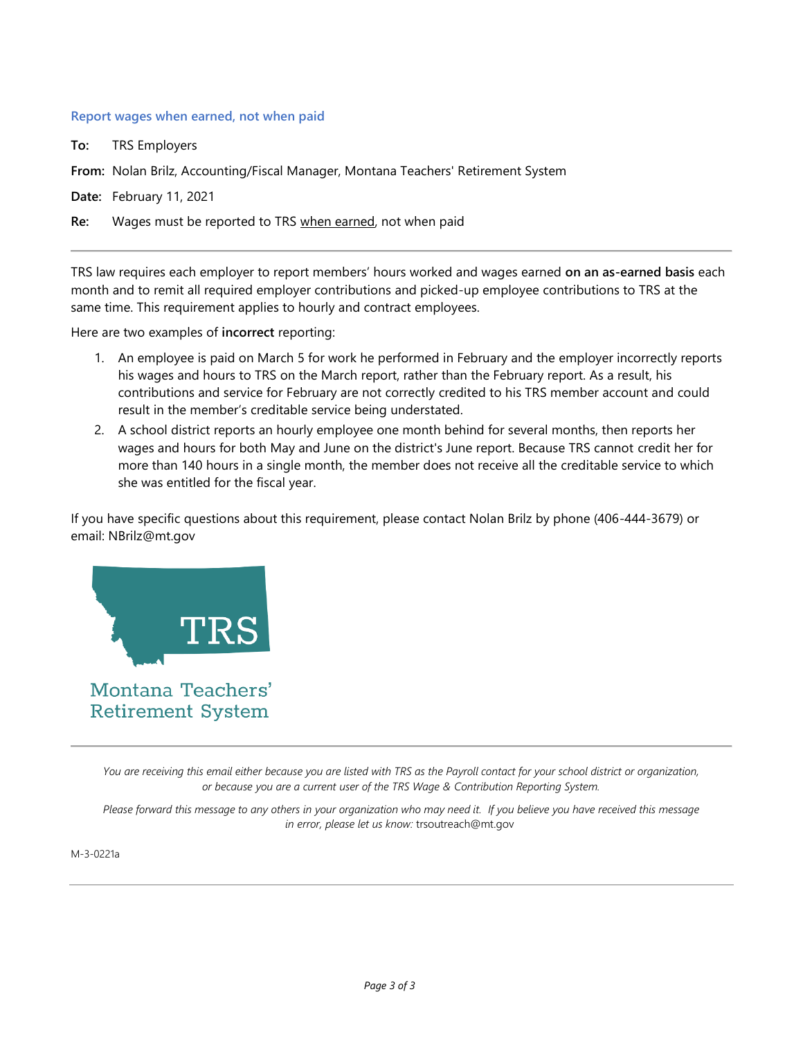## Report wages when earned, not when paid

**To:** TRS Employers

**From:** Nolan Brilz, Accounting/Fiscal Manager, Montana Teachers' Retirement System

**Date:** February 11, 2021

**Re:** Wages must be reported to TRS <u>when earned</u>, not when paid

---

TRS law requires each employer to report members' hours worked and wages earned **on an as-earned basis** each month and to remit all required employer contributions and picked-up employee contributions to TRS at the same time. This requirement applies to hourly and contract employees.

Here are two examples of **incorrect** reporting:

1. An employee is paid on March 5 for work he performed in February and the employer incorrectly reports his wages and hours to TRS on the March report, rather than the February report. As a result, his contributions and service for February are not correctly credited to his TRS member account and could result in the member's creditable service being understated.
2. A school district reports an hourly employee one month behind for several months, then reports her wages and hours for both May and June on the district's June report. Because TRS cannot credit her for more than 140 hours in a single month, the member does not receive all the creditable service to which she was entitled for the fiscal year.

If you have specific questions about this requirement, please contact Nolan Brilz by phone (406-444-3679) or email: NBrilz@mt.gov

TRS

Montana Teachers' Retirement System

---

*You are receiving this email either because you are listed with TRS as the Payroll contact for your school district or organization, or because you are a current user of the TRS Wage & Contribution Reporting System.*

*Please forward this message to any others in your organization who may need it. If you believe you have received this message in error, please let us know:* trsoutreach@mt.gov

M-3-0221a